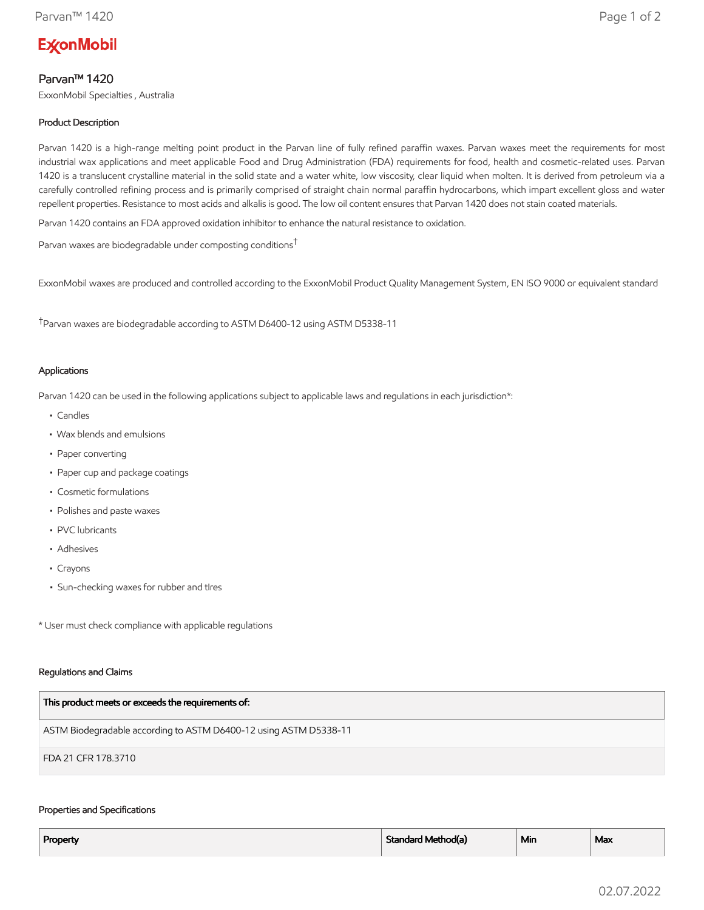# Parvan™ 1420

ExxonMobil Specialties , Australia

### Product Description

Parvan 1420 is a high-range melting point product in the Parvan line of fully refined paraffin waxes. Parvan waxes meet the requirements for most industrial wax applications and meet applicable Food and Drug Administration (FDA) requirements for food, health and cosmetic-related uses. Parvan 1420 is a translucent crystalline material in the solid state and a water white, low viscosity, clear liquid when molten. It is derived from petroleum via a carefully controlled refining process and is primarily comprised of straight chain normal paraffin hydrocarbons, which impart excellent gloss and water repellent properties. Resistance to most acids and alkalis is good. The low oil content ensures that Parvan 1420 does not stain coated materials.

Parvan 1420 contains an FDA approved oxidation inhibitor to enhance the natural resistance to oxidation.

Parvan waxes are biodegradable under composting conditions†

ExxonMobil waxes are produced and controlled according to the ExxonMobil Product Quality Management System, EN ISO 9000 or equivalent standard

†Parvan waxes are biodegradable according to ASTM D6400-12 using ASTM D5338-11

### Applications

Parvan 1420 can be used in the following applications subject to applicable laws and regulations in each jurisdiction*:

- Candles
- Wax blends and emulsions
- Paper converting
- Paper cup and package coatings
- Cosmetic formulations
- Polishes and paste waxes
- PVC lubricants
- Adhesives
- Crayons
- Sun-checking waxes for rubber and tIres

* User must check compliance with applicable regulations

### Regulations and Claims

| This product meets or exceeds the requirements of: |
|---|
| ASTM Biodegradable according to ASTM D6400-12 using ASTM D5338-11 |
| FDA 21 CFR 178.3710 |

### Properties and Specifications

| Property | Standard Method(a) | Min | Max |
|---|---|---|---|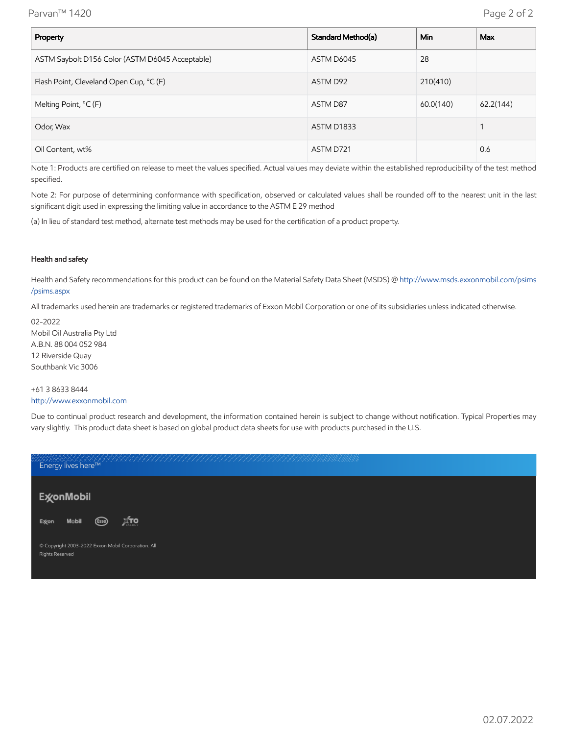| Property | Standard Method(a) | Min | Max |
|---|---|---|---|
| ASTM Saybolt D156 Color (ASTM D6045 Acceptable) | ASTM D6045 | 28 | |
| Flash Point, Cleveland Open Cup, °C (F) | ASTM D92 | 210(410) | |
| Melting Point, °C (F) | ASTM D87 | 60.0(140) | 62.2(144) |
| Odor, Wax | ASTM D1833 | | 1 |
| Oil Content, wt% | ASTM D721 | | 0.6 |

Note 1: Products are certified on release to meet the values specified. Actual values may deviate within the established reproducibility of the test method specified.

Note 2: For purpose of determining conformance with specification, observed or calculated values shall be rounded off to the nearest unit in the last significant digit used in expressing the limiting value in accordance to the ASTM E 29 method

(a) In lieu of standard test method, alternate test methods may be used for the certification of a product property.

### Health and safety

Health and Safety recommendations for this product can be found on the Material Safety Data Sheet (MSDS) @ http://www.msds.exxonmobil.com/psims/psims.aspx

All trademarks used herein are trademarks or registered trademarks of Exxon Mobil Corporation or one of its subsidiaries unless indicated otherwise.

02-2022
Mobil Oil Australia Pty Ltd
A.B.N. 88 004 052 984
12 Riverside Quay
Southbank Vic 3006

+61 3 8633 8444
http://www.exxonmobil.com

Due to continual product research and development, the information contained herein is subject to change without notification. Typical Properties may vary slightly. This product data sheet is based on global product data sheets for use with products purchased in the U.S.

Energy lives here™

ExxonMobil

Exxon Mobil Esso XTO

© Copyright 2003-2022 Exxon Mobil Corporation. All Rights Reserved